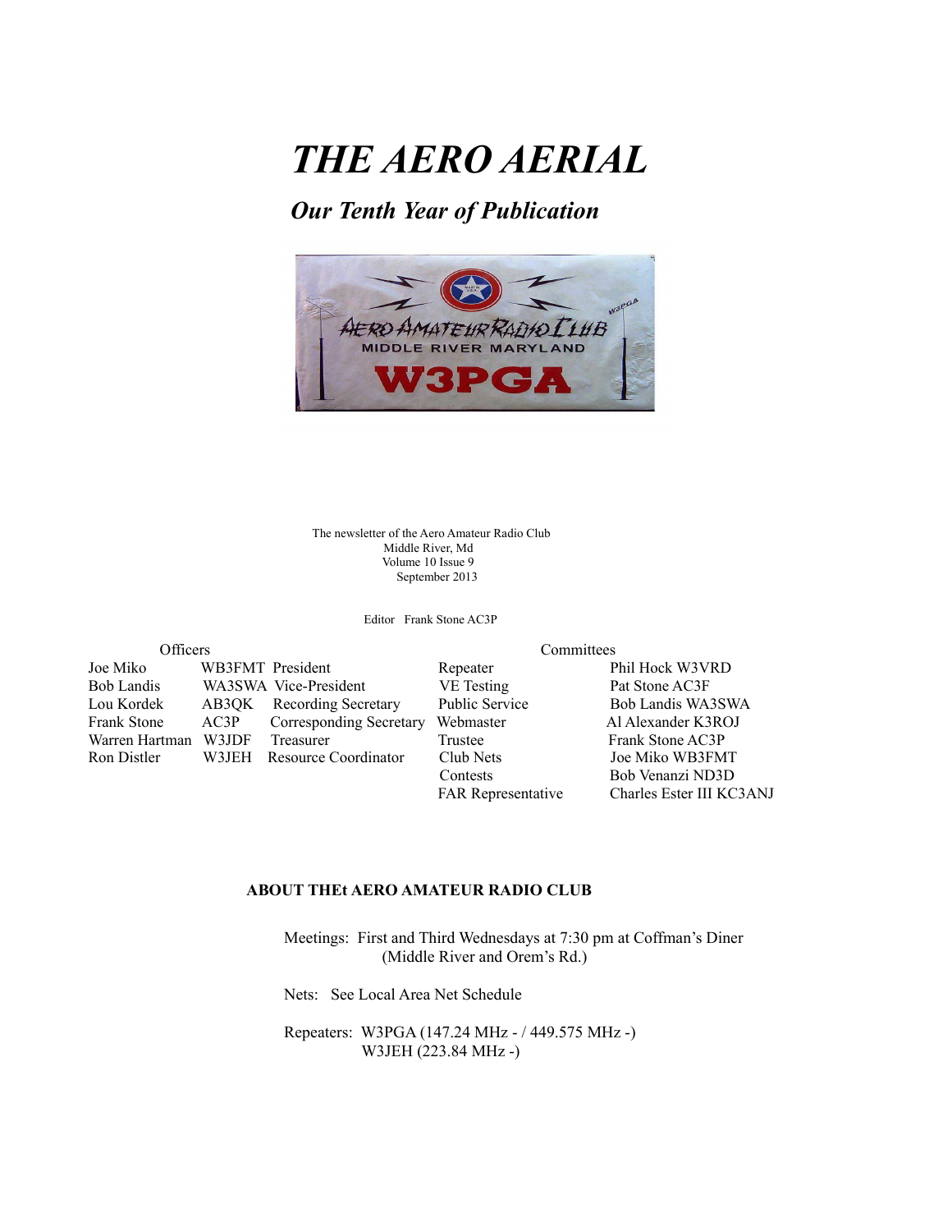# *THE AERO AERIAL*

## *Our Tenth Year of Publication*

The newsletter of the Aero Amateur Radio Club
Middle River, Md
Volume 10 Issue 9
September 2013

Editor Frank Stone AC3P

| Officers | | |
|---|---|---|
| Joe Miko | WB3FMT | President |
| Bob Landis | WA3SWA | Vice-President |
| Lou Kordek | AB3QK | Recording Secretary |
| Frank Stone | AC3P | Corresponding Secretary |
| Warren Hartman | W3JDF | Treasurer |
| Ron Distler | W3JEH | Resource Coordinator |

| Committees | |
|---|---|
| Repeater | Phil Hock W3VRD |
| VE Testing | Pat Stone AC3F |
| Public Service | Bob Landis WA3SWA |
| Webmaster | Al Alexander K3ROJ |
| Trustee | Frank Stone AC3P |
| Club Nets | Joe Miko WB3FMT |
| Contests | Bob Venanzi ND3D |
| FAR Representative | Charles Ester III KC3ANJ |

### ABOUT THEt AERO AMATEUR RADIO CLUB

Meetings: First and Third Wednesdays at 7:30 pm at Coffman's Diner (Middle River and Orem's Rd.)

Nets: See Local Area Net Schedule

Repeaters: W3PGA (147.24 MHz - / 449.575 MHz -)
W3JEH (223.84 MHz -)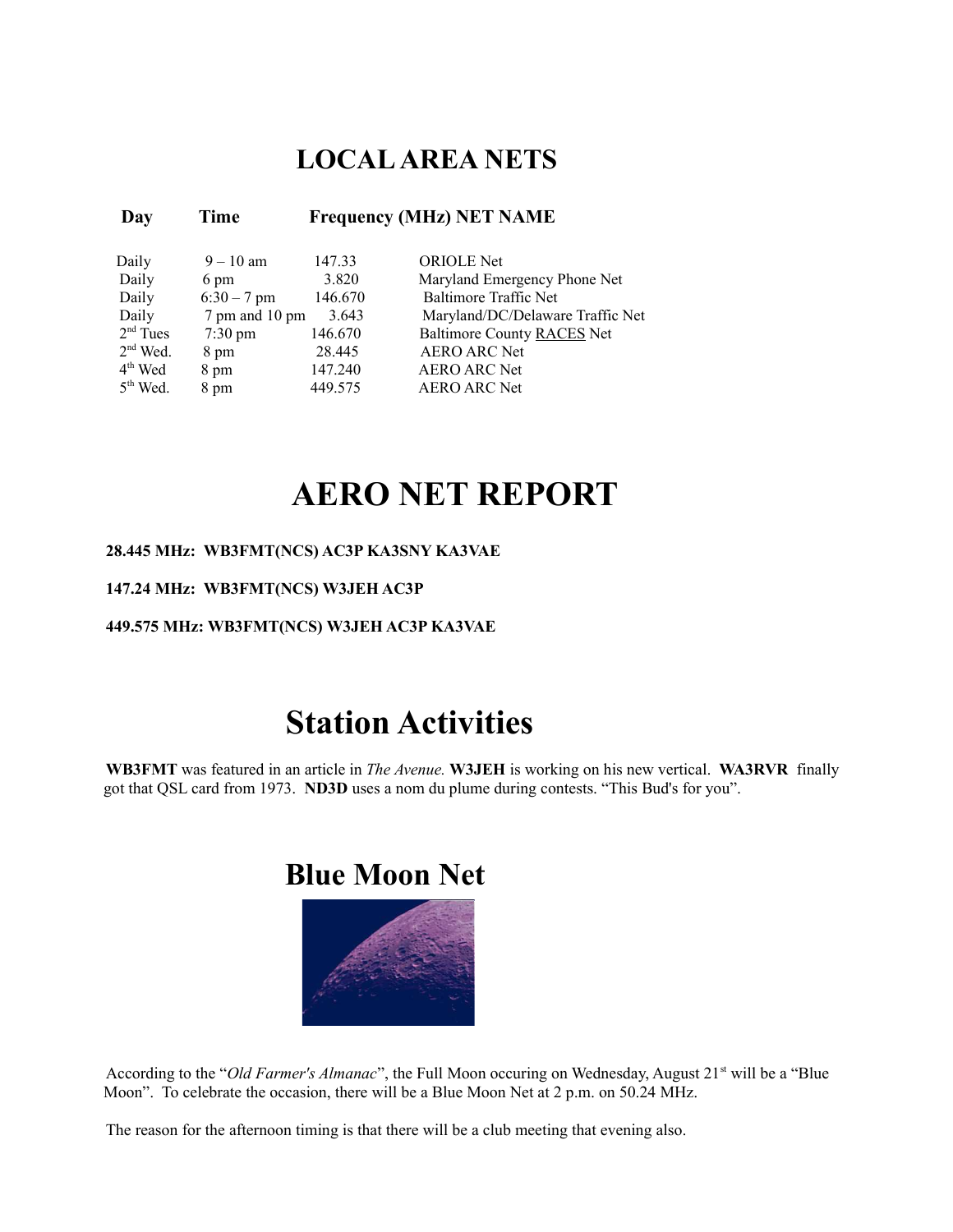# LOCAL AREA NETS

| Day | Time | Frequency (MHz) | NET NAME |
|---|---|---|---|
| Daily | 9 – 10 am | 147.33 | ORIOLE Net |
| Daily | 6 pm | 3.820 | Maryland Emergency Phone Net |
| Daily | 6:30 – 7 pm | 146.670 | Baltimore Traffic Net |
| Daily | 7 pm and 10 pm | 3.643 | Maryland/DC/Delaware Traffic Net |
| 2nd Tues | 7:30 pm | 146.670 | Baltimore County RACES Net |
| 2nd Wed. | 8 pm | 28.445 | AERO ARC Net |
| 4th Wed | 8 pm | 147.240 | AERO ARC Net |
| 5th Wed. | 8 pm | 449.575 | AERO ARC Net |

# AERO NET REPORT

**28.445 MHz: WB3FMT(NCS) AC3P KA3SNY KA3VAE**

**147.24 MHz: WB3FMT(NCS) W3JEH AC3P**

**449.575 MHz: WB3FMT(NCS) W3JEH AC3P KA3VAE**

# Station Activities

**WB3FMT** was featured in an article in *The Avenue.* **W3JEH** is working on his new vertical. **WA3RVR** finally got that QSL card from 1973. **ND3D** uses a nom du plume during contests. "This Bud's for you".

# Blue Moon Net

According to the "*Old Farmer's Almanac*", the Full Moon occuring on Wednesday, August 21st will be a "Blue Moon". To celebrate the occasion, there will be a Blue Moon Net at 2 p.m. on 50.24 MHz.

The reason for the afternoon timing is that there will be a club meeting that evening also.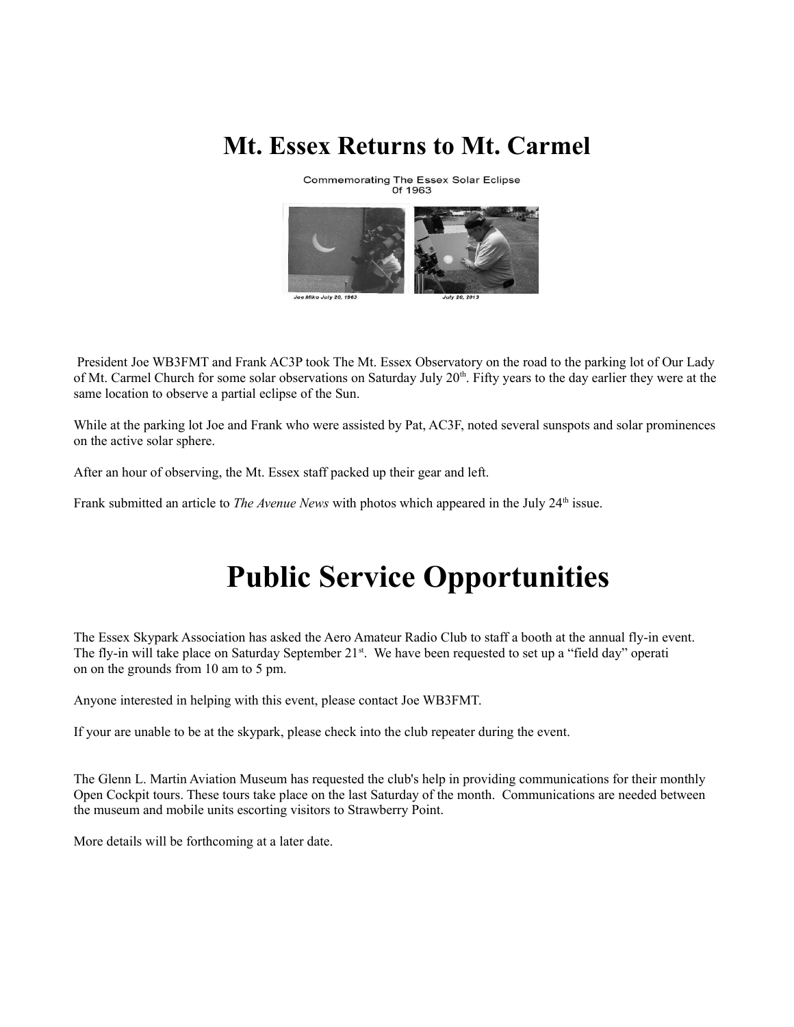# Mt. Essex Returns to Mt. Carmel

Commemorating The Essex Solar Eclipse
Of 1963

Joe Miko July 20, 1963 July 20, 2013

President Joe WB3FMT and Frank AC3P took The Mt. Essex Observatory on the road to the parking lot of Our Lady of Mt. Carmel Church for some solar observations on Saturday July 20th. Fifty years to the day earlier they were at the same location to observe a partial eclipse of the Sun.

While at the parking lot Joe and Frank who were assisted by Pat, AC3F, noted several sunspots and solar prominences on the active solar sphere.

After an hour of observing, the Mt. Essex staff packed up their gear and left.

Frank submitted an article to *The Avenue News* with photos which appeared in the July 24th issue.

# Public Service Opportunities

The Essex Skypark Association has asked the Aero Amateur Radio Club to staff a booth at the annual fly-in event. The fly-in will take place on Saturday September 21st. We have been requested to set up a "field day" operati on on the grounds from 10 am to 5 pm.

Anyone interested in helping with this event, please contact Joe WB3FMT.

If your are unable to be at the skypark, please check into the club repeater during the event.

The Glenn L. Martin Aviation Museum has requested the club's help in providing communications for their monthly Open Cockpit tours. These tours take place on the last Saturday of the month. Communications are needed between the museum and mobile units escorting visitors to Strawberry Point.

More details will be forthcoming at a later date.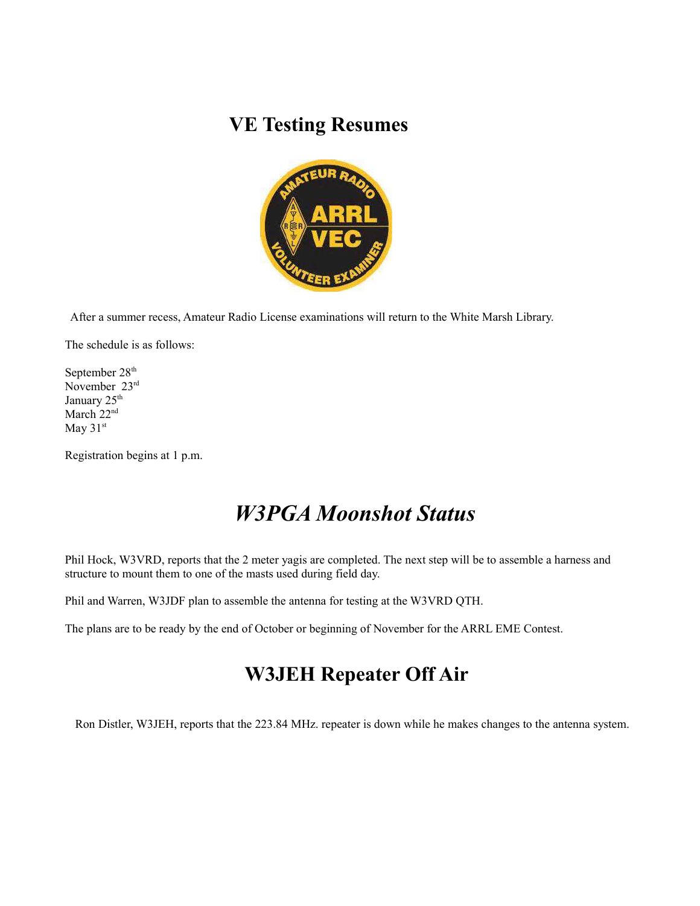# VE Testing Resumes

After a summer recess, Amateur Radio License examinations will return to the White Marsh Library.

The schedule is as follows:

September 28th
November 23rd
January 25th
March 22nd
May 31st

Registration begins at 1 p.m.

# *W3PGA Moonshot Status*

Phil Hock, W3VRD, reports that the 2 meter yagis are completed. The next step will be to assemble a harness and structure to mount them to one of the masts used during field day.

Phil and Warren, W3JDF plan to assemble the antenna for testing at the W3VRD QTH.

The plans are to be ready by the end of October or beginning of November for the ARRL EME Contest.

# W3JEH Repeater Off Air

Ron Distler, W3JEH, reports that the 223.84 MHz. repeater is down while he makes changes to the antenna system.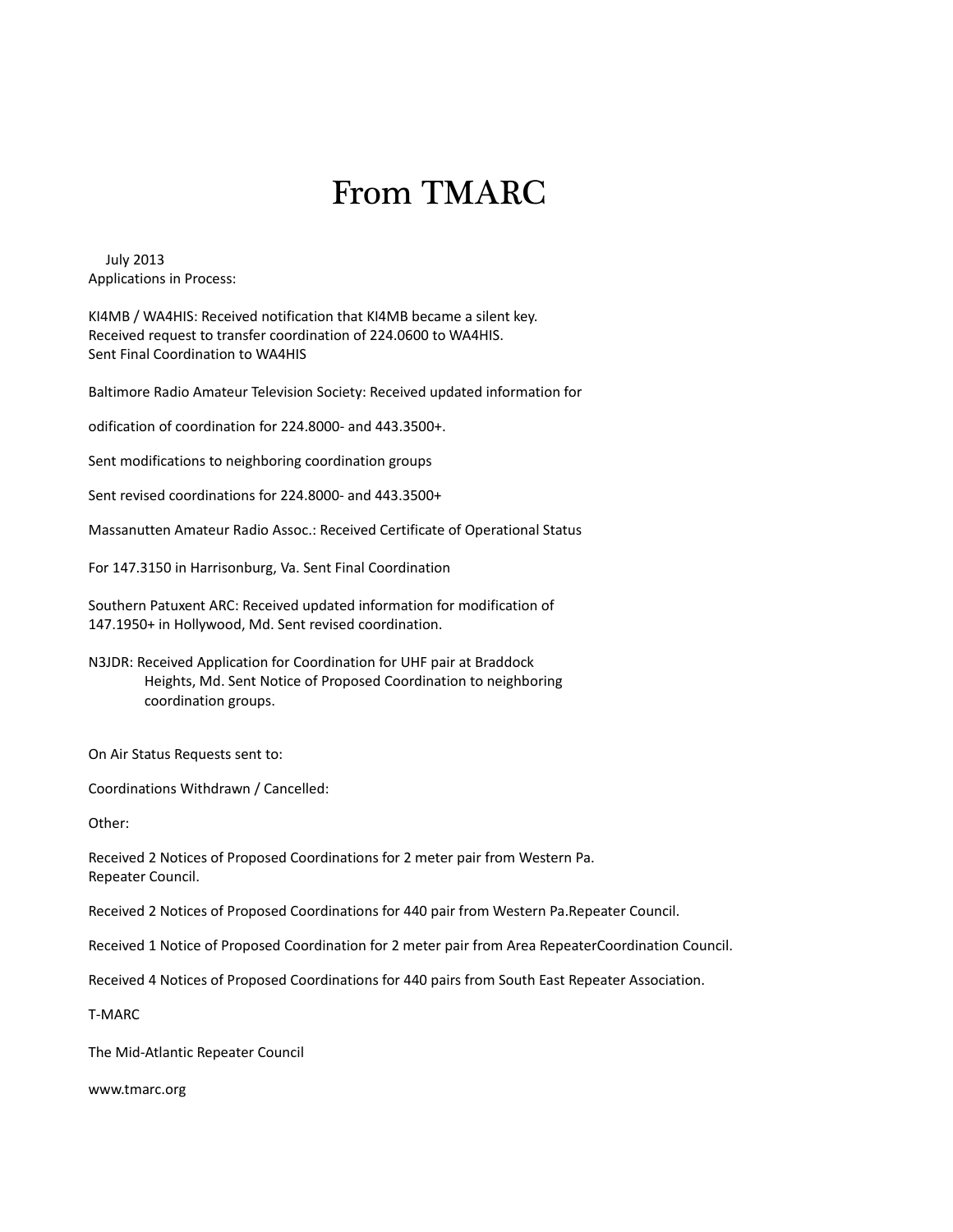# From TMARC

July 2013
Applications in Process:

KI4MB / WA4HIS: Received notification that KI4MB became a silent key.
Received request to transfer coordination of 224.0600 to WA4HIS.
Sent Final Coordination to WA4HIS

Baltimore Radio Amateur Television Society: Received updated information for

odification of coordination for 224.8000- and 443.3500+.

Sent modifications to neighboring coordination groups

Sent revised coordinations for 224.8000- and 443.3500+

Massanutten Amateur Radio Assoc.: Received Certificate of Operational Status

For 147.3150 in Harrisonburg, Va. Sent Final Coordination

Southern Patuxent ARC: Received updated information for modification of
147.1950+ in Hollywood, Md. Sent revised coordination.

N3JDR: Received Application for Coordination for UHF pair at Braddock
Heights, Md. Sent Notice of Proposed Coordination to neighboring
coordination groups.

On Air Status Requests sent to:

Coordinations Withdrawn / Cancelled:

Other:

Received 2 Notices of Proposed Coordinations for 2 meter pair from Western Pa.
Repeater Council.

Received 2 Notices of Proposed Coordinations for 440 pair from Western Pa.Repeater Council.

Received 1 Notice of Proposed Coordination for 2 meter pair from Area RepeaterCoordination Council.

Received 4 Notices of Proposed Coordinations for 440 pairs from South East Repeater Association.

T-MARC

The Mid-Atlantic Repeater Council

www.tmarc.org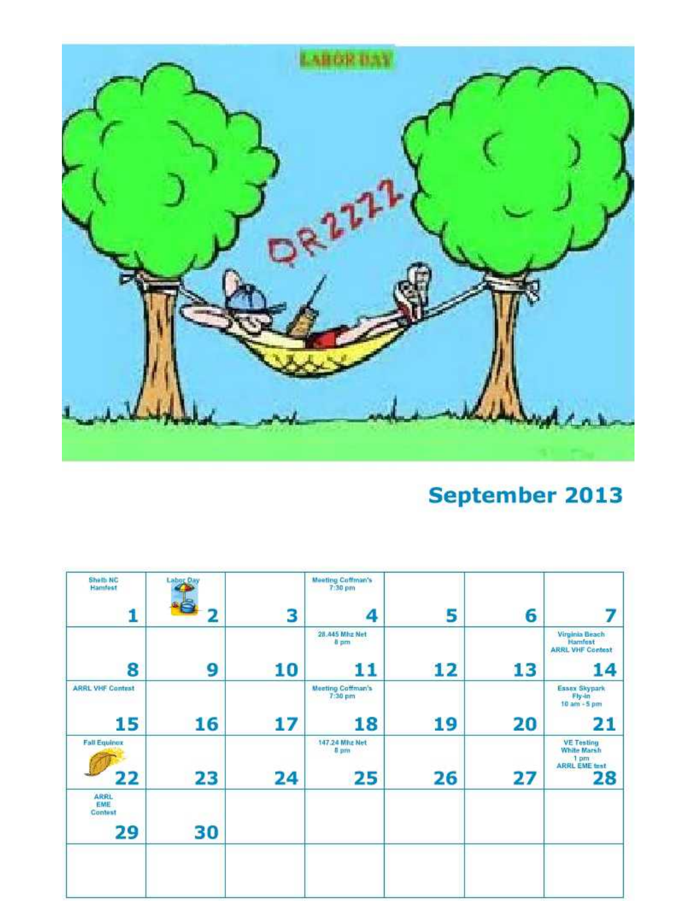# September 2013

| | | | | | | |
|---|---|---|---|---|---|---|
| Shelb NC Hamfest 1 | Labor Day 2 | 3 | Meeting Coffman's 7:30 pm 4 | 5 | 6 | 7 |
| 8 | 9 | 10 | 28.445 Mhz Net 8 pm 11 | 12 | 13 | Virginia Beach Hamfest ARRL VHF Contest 14 |
| ARRL VHF Contest 15 | 16 | 17 | Meeting Coffman's 7:30 pm 18 | 19 | 20 | Essex Skypark Fly-in 10 am - 5 pm 21 |
| Fall Equinox 22 | 23 | 24 | 147.24 Mhz Net 8 pm 25 | 26 | 27 | VE Testing White Marsh 1 pm ARRL EME test 28 |
| ARRL EME Contest 29 | 30 | | | | | |
| | | | | | | |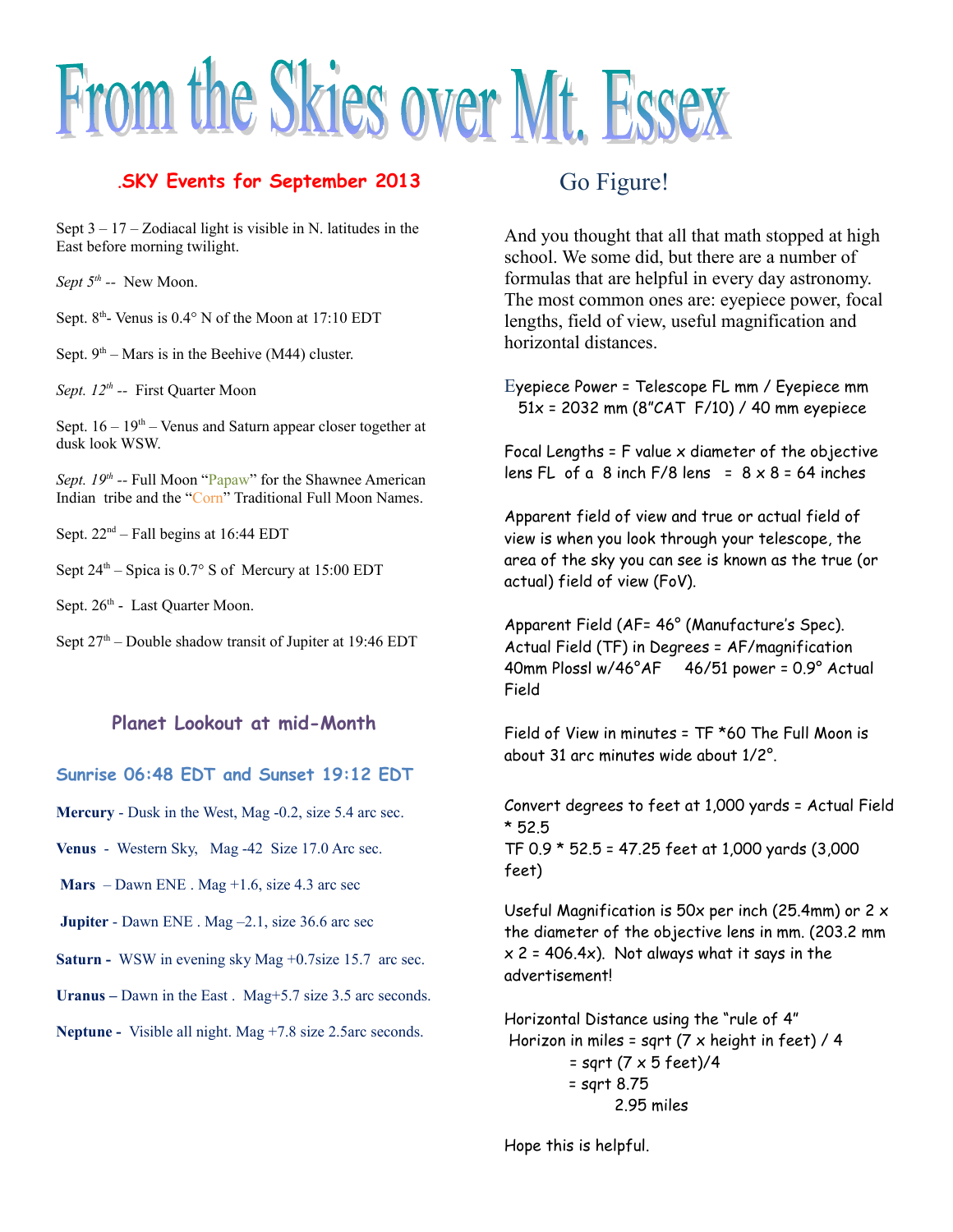# From the Skies over Mt. Essex

## .SKY Events for September 2013

Sept 3 – 17 – Zodiacal light is visible in N. latitudes in the East before morning twilight.

*Sept 5th* -- New Moon.

Sept. 8th- Venus is 0.4° N of the Moon at 17:10 EDT

Sept. 9th – Mars is in the Beehive (M44) cluster.

*Sept. 12th* -- First Quarter Moon

Sept. 16 – 19th – Venus and Saturn appear closer together at dusk look WSW.

*Sept. 19th* -- Full Moon "Papaw" for the Shawnee American Indian tribe and the "Corn" Traditional Full Moon Names.

Sept. 22nd – Fall begins at 16:44 EDT

Sept 24th – Spica is 0.7° S of Mercury at 15:00 EDT

Sept. 26th - Last Quarter Moon.

Sept 27th – Double shadow transit of Jupiter at 19:46 EDT

## Planet Lookout at mid-Month

### Sunrise 06:48 EDT and Sunset 19:12 EDT

**Mercury** - Dusk in the West, Mag -0.2, size 5.4 arc sec.

**Venus** - Western Sky, Mag -42 Size 17.0 Arc sec.

**Mars** – Dawn ENE . Mag +1.6, size 4.3 arc sec

**Jupiter** - Dawn ENE . Mag –2.1, size 36.6 arc sec

**Saturn** - WSW in evening sky Mag +0.7size 15.7 arc sec.

**Uranus** – Dawn in the East . Mag+5.7 size 3.5 arc seconds.

**Neptune** - Visible all night. Mag +7.8 size 2.5arc seconds.

## Go Figure!

And you thought that all that math stopped at high school. We some did, but there are a number of formulas that are helpful in every day astronomy. The most common ones are: eyepiece power, focal lengths, field of view, useful magnification and horizontal distances.

Eyepiece Power = Telescope FL mm / Eyepiece mm
51x = 2032 mm (8"CAT F/10) / 40 mm eyepiece

Focal Lengths = F value x diameter of the objective lens FL of a 8 inch F/8 lens = 8 x 8 = 64 inches

Apparent field of view and true or actual field of view is when you look through your telescope, the area of the sky you can see is known as the true (or actual) field of view (FoV).

Apparent Field (AF= 46° (Manufacture's Spec).
Actual Field (TF) in Degrees = AF/magnification
40mm Plossl w/46°AF 46/51 power = 0.9° Actual Field

Field of View in minutes = TF *60 The Full Moon is about 31 arc minutes wide about 1/2°.

Convert degrees to feet at 1,000 yards = Actual Field * 52.5
TF 0.9 * 52.5 = 47.25 feet at 1,000 yards (3,000 feet)

Useful Magnification is 50x per inch (25.4mm) or 2 x the diameter of the objective lens in mm. (203.2 mm x 2 = 406.4x). Not always what it says in the advertisement!

Horizontal Distance using the "rule of 4"
Horizon in miles = sqrt (7 x height in feet) / 4
= sqrt (7 x 5 feet)/4
= sqrt 8.75
2.95 miles

Hope this is helpful.